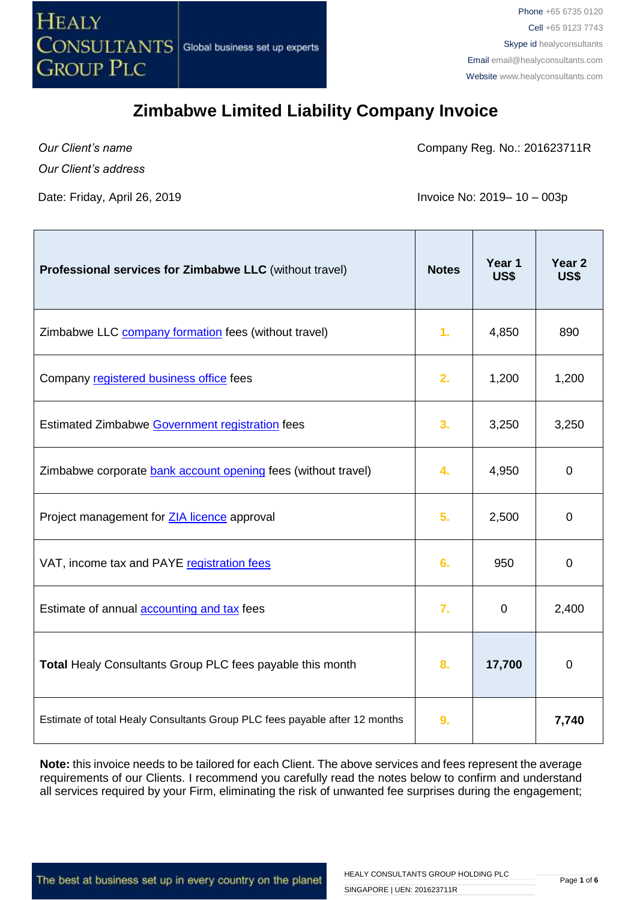# Zimbabwe Limited Liability Company Invoice

*Our Client's name*

*Our Client's address*

Company Reg. No.: 201623711R

Date: Friday, April 26, 2019

Invoice No: 2019– 10 – 003p

| **Professional services for Zimbabwe LLC** (without travel) | **Notes** | **Year 1 US$** | **Year 2 US$** |
|---|---|---|---|
| Zimbabwe LLC company formation fees (without travel) | 1. | 4,850 | 890 |
| Company registered business office fees | 2. | 1,200 | 1,200 |
| Estimated Zimbabwe Government registration fees | 3. | 3,250 | 3,250 |
| Zimbabwe corporate bank account opening fees (without travel) | 4. | 4,950 | 0 |
| Project management for ZIA licence approval | 5. | 2,500 | 0 |
| VAT, income tax and PAYE registration fees | 6. | 950 | 0 |
| Estimate of annual accounting and tax fees | 7. | 0 | 2,400 |
| **Total** Healy Consultants Group PLC fees payable this month | 8. | **17,700** | 0 |
| Estimate of total Healy Consultants Group PLC fees payable after 12 months | 9. | | **7,740** |

**Note:** this invoice needs to be tailored for each Client. The above services and fees represent the average requirements of our Clients. I recommend you carefully read the notes below to confirm and understand all services required by your Firm, eliminating the risk of unwanted fee surprises during the engagement;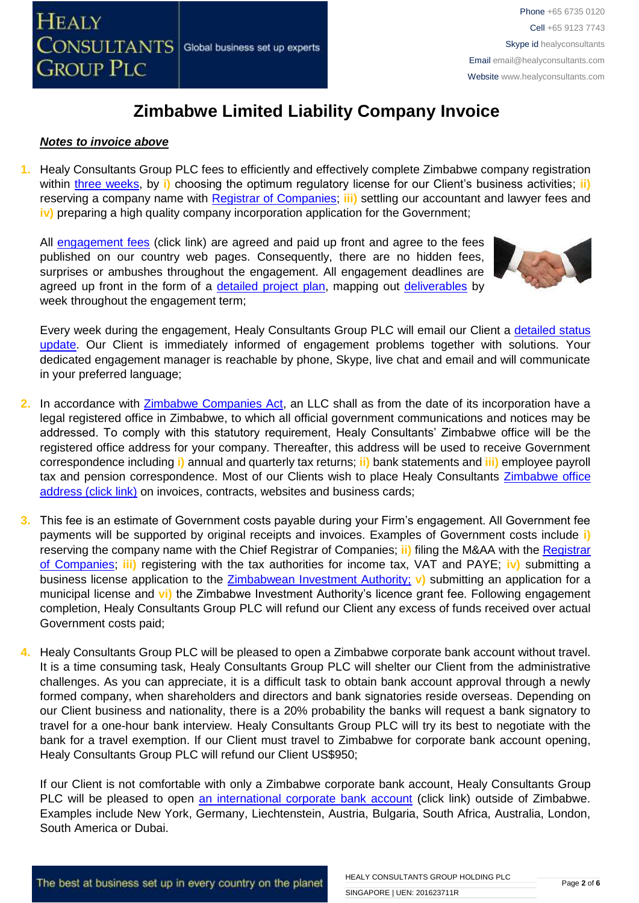# Zimbabwe Limited Liability Company Invoice

***Notes to invoice above***

1. Healy Consultants Group PLC fees to efficiently and effectively complete Zimbabwe company registration within three weeks, by **i)** choosing the optimum regulatory license for our Client's business activities; **ii)** reserving a company name with Registrar of Companies; **iii)** settling our accountant and lawyer fees and **iv)** preparing a high quality company incorporation application for the Government;

   All engagement fees (click link) are agreed and paid up front and agree to the fees published on our country web pages. Consequently, there are no hidden fees, surprises or ambushes throughout the engagement. All engagement deadlines are agreed up front in the form of a detailed project plan, mapping out deliverables by week throughout the engagement term;

   Every week during the engagement, Healy Consultants Group PLC will email our Client a detailed status update. Our Client is immediately informed of engagement problems together with solutions. Your dedicated engagement manager is reachable by phone, Skype, live chat and email and will communicate in your preferred language;

2. In accordance with Zimbabwe Companies Act, an LLC shall as from the date of its incorporation have a legal registered office in Zimbabwe, to which all official government communications and notices may be addressed. To comply with this statutory requirement, Healy Consultants' Zimbabwe office will be the registered office address for your company. Thereafter, this address will be used to receive Government correspondence including **i)** annual and quarterly tax returns; **ii)** bank statements and **iii)** employee payroll tax and pension correspondence. Most of our Clients wish to place Healy Consultants Zimbabwe office address (click link) on invoices, contracts, websites and business cards;

3. This fee is an estimate of Government costs payable during your Firm's engagement. All Government fee payments will be supported by original receipts and invoices. Examples of Government costs include **i)** reserving the company name with the Chief Registrar of Companies; **ii)** filing the M&AA with the Registrar of Companies; **iii)** registering with the tax authorities for income tax, VAT and PAYE; **iv)** submitting a business license application to the Zimbabwean Investment Authority; **v)** submitting an application for a municipal license and **vi)** the Zimbabwe Investment Authority's licence grant fee. Following engagement completion, Healy Consultants Group PLC will refund our Client any excess of funds received over actual Government costs paid;

4. Healy Consultants Group PLC will be pleased to open a Zimbabwe corporate bank account without travel. It is a time consuming task, Healy Consultants Group PLC will shelter our Client from the administrative challenges. As you can appreciate, it is a difficult task to obtain bank account approval through a newly formed company, when shareholders and directors and bank signatories reside overseas. Depending on our Client business and nationality, there is a 20% probability the banks will request a bank signatory to travel for a one-hour bank interview. Healy Consultants Group PLC will try its best to negotiate with the bank for a travel exemption. If our Client must travel to Zimbabwe for corporate bank account opening, Healy Consultants Group PLC will refund our Client US$950;

   If our Client is not comfortable with only a Zimbabwe corporate bank account, Healy Consultants Group PLC will be pleased to open an international corporate bank account (click link) outside of Zimbabwe. Examples include New York, Germany, Liechtenstein, Austria, Bulgaria, South Africa, Australia, London, South America or Dubai.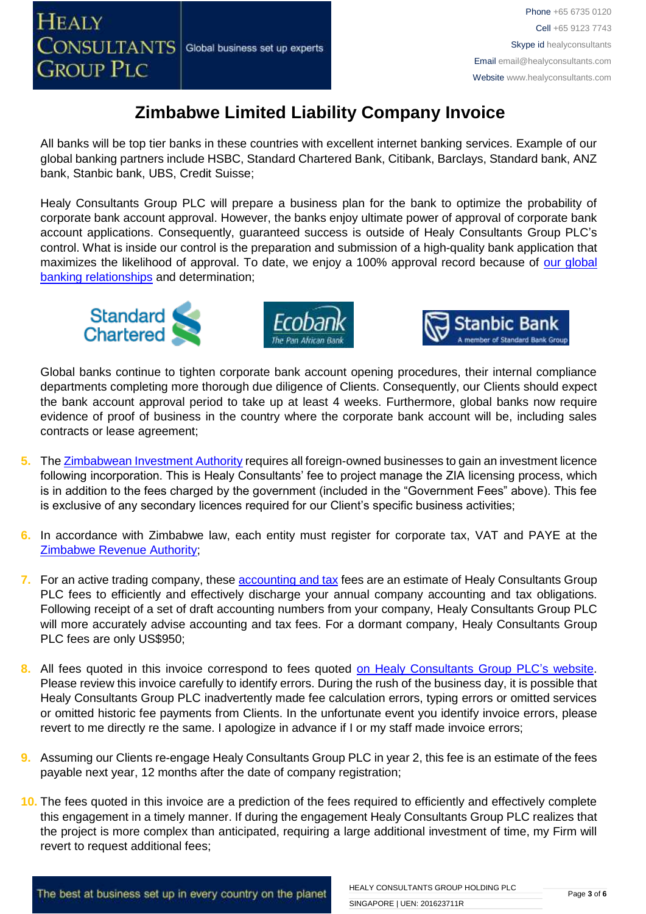# Zimbabwe Limited Liability Company Invoice

All banks will be top tier banks in these countries with excellent internet banking services. Example of our global banking partners include HSBC, Standard Chartered Bank, Citibank, Barclays, Standard bank, ANZ bank, Stanbic bank, UBS, Credit Suisse;

Healy Consultants Group PLC will prepare a business plan for the bank to optimize the probability of corporate bank account approval. However, the banks enjoy ultimate power of approval of corporate bank account applications. Consequently, guaranteed success is outside of Healy Consultants Group PLC's control. What is inside our control is the preparation and submission of a high-quality bank application that maximizes the likelihood of approval. To date, we enjoy a 100% approval record because of our global banking relationships and determination;

Global banks continue to tighten corporate bank account opening procedures, their internal compliance departments completing more thorough due diligence of Clients. Consequently, our Clients should expect the bank account approval period to take up at least 4 weeks. Furthermore, global banks now require evidence of proof of business in the country where the corporate bank account will be, including sales contracts or lease agreement;

5. The Zimbabwean Investment Authority requires all foreign-owned businesses to gain an investment licence following incorporation. This is Healy Consultants' fee to project manage the ZIA licensing process, which is in addition to the fees charged by the government (included in the "Government Fees" above). This fee is exclusive of any secondary licences required for our Client's specific business activities;

6. In accordance with Zimbabwe law, each entity must register for corporate tax, VAT and PAYE at the Zimbabwe Revenue Authority;

7. For an active trading company, these accounting and tax fees are an estimate of Healy Consultants Group PLC fees to efficiently and effectively discharge your annual company accounting and tax obligations. Following receipt of a set of draft accounting numbers from your company, Healy Consultants Group PLC will more accurately advise accounting and tax fees. For a dormant company, Healy Consultants Group PLC fees are only US$950;

8. All fees quoted in this invoice correspond to fees quoted on Healy Consultants Group PLC's website. Please review this invoice carefully to identify errors. During the rush of the business day, it is possible that Healy Consultants Group PLC inadvertently made fee calculation errors, typing errors or omitted services or omitted historic fee payments from Clients. In the unfortunate event you identify invoice errors, please revert to me directly re the same. I apologize in advance if I or my staff made invoice errors;

9. Assuming our Clients re-engage Healy Consultants Group PLC in year 2, this fee is an estimate of the fees payable next year, 12 months after the date of company registration;

10. The fees quoted in this invoice are a prediction of the fees required to efficiently and effectively complete this engagement in a timely manner. If during the engagement Healy Consultants Group PLC realizes that the project is more complex than anticipated, requiring a large additional investment of time, my Firm will revert to request additional fees;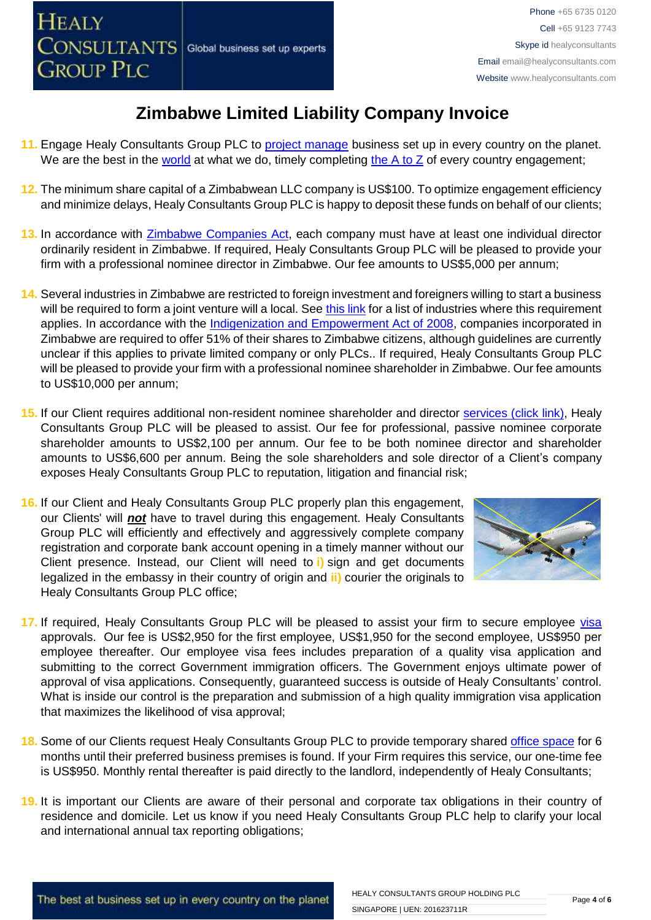# Zimbabwe Limited Liability Company Invoice

11. Engage Healy Consultants Group PLC to project manage business set up in every country on the planet. We are the best in the world at what we do, timely completing the A to Z of every country engagement;

12. The minimum share capital of a Zimbabwean LLC company is US$100. To optimize engagement efficiency and minimize delays, Healy Consultants Group PLC is happy to deposit these funds on behalf of our clients;

13. In accordance with Zimbabwe Companies Act, each company must have at least one individual director ordinarily resident in Zimbabwe. If required, Healy Consultants Group PLC will be pleased to provide your firm with a professional nominee director in Zimbabwe. Our fee amounts to US$5,000 per annum;

14. Several industries in Zimbabwe are restricted to foreign investment and foreigners willing to start a business will be required to form a joint venture will a local. See this link for a list of industries where this requirement applies. In accordance with the Indigenization and Empowerment Act of 2008, companies incorporated in Zimbabwe are required to offer 51% of their shares to Zimbabwe citizens, although guidelines are currently unclear if this applies to private limited company or only PLCs.. If required, Healy Consultants Group PLC will be pleased to provide your firm with a professional nominee shareholder in Zimbabwe. Our fee amounts to US$10,000 per annum;

15. If our Client requires additional non-resident nominee shareholder and director services (click link), Healy Consultants Group PLC will be pleased to assist. Our fee for professional, passive nominee corporate shareholder amounts to US$2,100 per annum. Our fee to be both nominee director and shareholder amounts to US$6,600 per annum. Being the sole shareholders and sole director of a Client's company exposes Healy Consultants Group PLC to reputation, litigation and financial risk;

16. If our Client and Healy Consultants Group PLC properly plan this engagement, our Clients' will ***not*** have to travel during this engagement. Healy Consultants Group PLC will efficiently and effectively and aggressively complete company registration and corporate bank account opening in a timely manner without our Client presence. Instead, our Client will need to **i)** sign and get documents legalized in the embassy in their country of origin and **ii)** courier the originals to Healy Consultants Group PLC office;

17. If required, Healy Consultants Group PLC will be pleased to assist your firm to secure employee visa approvals. Our fee is US$2,950 for the first employee, US$1,950 for the second employee, US$950 per employee thereafter. Our employee visa fees includes preparation of a quality visa application and submitting to the correct Government immigration officers. The Government enjoys ultimate power of approval of visa applications. Consequently, guaranteed success is outside of Healy Consultants' control. What is inside our control is the preparation and submission of a high quality immigration visa application that maximizes the likelihood of visa approval;

18. Some of our Clients request Healy Consultants Group PLC to provide temporary shared office space for 6 months until their preferred business premises is found. If your Firm requires this service, our one-time fee is US$950. Monthly rental thereafter is paid directly to the landlord, independently of Healy Consultants;

19. It is important our Clients are aware of their personal and corporate tax obligations in their country of residence and domicile. Let us know if you need Healy Consultants Group PLC help to clarify your local and international annual tax reporting obligations;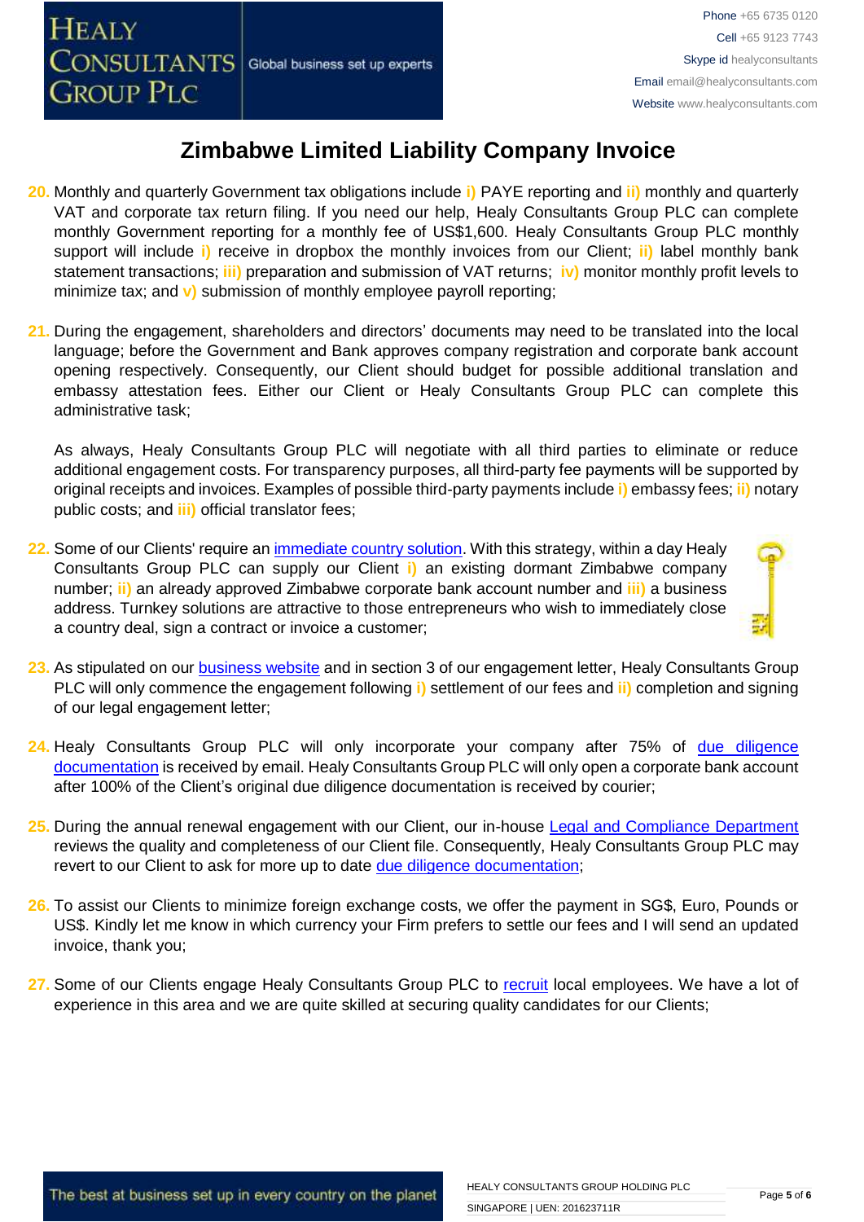# Zimbabwe Limited Liability Company Invoice

20. Monthly and quarterly Government tax obligations include i) PAYE reporting and ii) monthly and quarterly VAT and corporate tax return filing. If you need our help, Healy Consultants Group PLC can complete monthly Government reporting for a monthly fee of US$1,600. Healy Consultants Group PLC monthly support will include i) receive in dropbox the monthly invoices from our Client; ii) label monthly bank statement transactions; iii) preparation and submission of VAT returns; iv) monitor monthly profit levels to minimize tax; and v) submission of monthly employee payroll reporting;

21. During the engagement, shareholders and directors' documents may need to be translated into the local language; before the Government and Bank approves company registration and corporate bank account opening respectively. Consequently, our Client should budget for possible additional translation and embassy attestation fees. Either our Client or Healy Consultants Group PLC can complete this administrative task;

    As always, Healy Consultants Group PLC will negotiate with all third parties to eliminate or reduce additional engagement costs. For transparency purposes, all third-party fee payments will be supported by original receipts and invoices. Examples of possible third-party payments include i) embassy fees; ii) notary public costs; and iii) official translator fees;

22. Some of our Clients' require an immediate country solution. With this strategy, within a day Healy Consultants Group PLC can supply our Client i) an existing dormant Zimbabwe company number; ii) an already approved Zimbabwe corporate bank account number and iii) a business address. Turnkey solutions are attractive to those entrepreneurs who wish to immediately close a country deal, sign a contract or invoice a customer;

23. As stipulated on our business website and in section 3 of our engagement letter, Healy Consultants Group PLC will only commence the engagement following i) settlement of our fees and ii) completion and signing of our legal engagement letter;

24. Healy Consultants Group PLC will only incorporate your company after 75% of due diligence documentation is received by email. Healy Consultants Group PLC will only open a corporate bank account after 100% of the Client's original due diligence documentation is received by courier;

25. During the annual renewal engagement with our Client, our in-house Legal and Compliance Department reviews the quality and completeness of our Client file. Consequently, Healy Consultants Group PLC may revert to our Client to ask for more up to date due diligence documentation;

26. To assist our Clients to minimize foreign exchange costs, we offer the payment in SG$, Euro, Pounds or US$. Kindly let me know in which currency your Firm prefers to settle our fees and I will send an updated invoice, thank you;

27. Some of our Clients engage Healy Consultants Group PLC to recruit local employees. We have a lot of experience in this area and we are quite skilled at securing quality candidates for our Clients;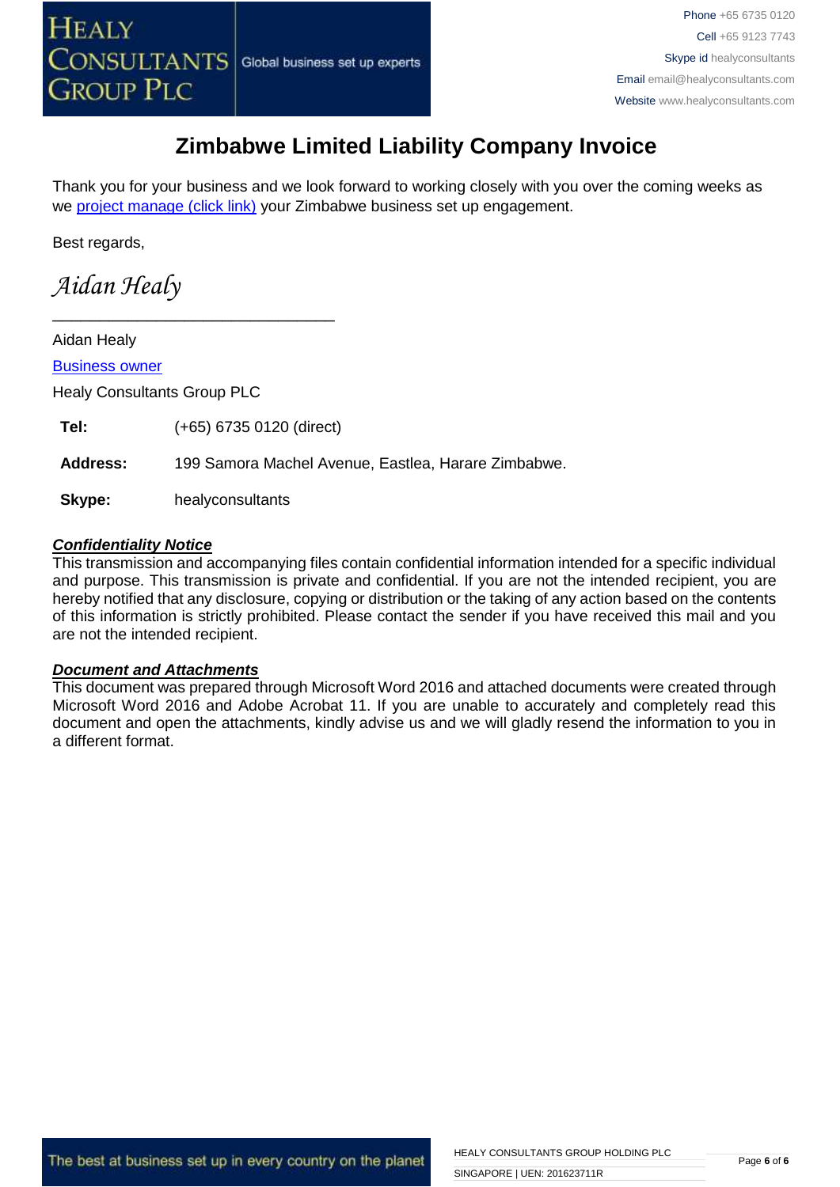# Zimbabwe Limited Liability Company Invoice

Thank you for your business and we look forward to working closely with you over the coming weeks as we [project manage (click link)]() your Zimbabwe business set up engagement.

Best regards,

*Aidan Healy*

______________________________

Aidan Healy

[Business owner]()

Healy Consultants Group PLC

| | |
|---|---|
| **Tel:** | (+65) 6735 0120 (direct) |
| **Address:** | 199 Samora Machel Avenue, Eastlea, Harare Zimbabwe. |
| **Skype:** | healyconsultants |

***Confidentiality Notice***

This transmission and accompanying files contain confidential information intended for a specific individual and purpose. This transmission is private and confidential. If you are not the intended recipient, you are hereby notified that any disclosure, copying or distribution or the taking of any action based on the contents of this information is strictly prohibited. Please contact the sender if you have received this mail and you are not the intended recipient.

***Document and Attachments***

This document was prepared through Microsoft Word 2016 and attached documents were created through Microsoft Word 2016 and Adobe Acrobat 11. If you are unable to accurately and completely read this document and open the attachments, kindly advise us and we will gladly resend the information to you in a different format.